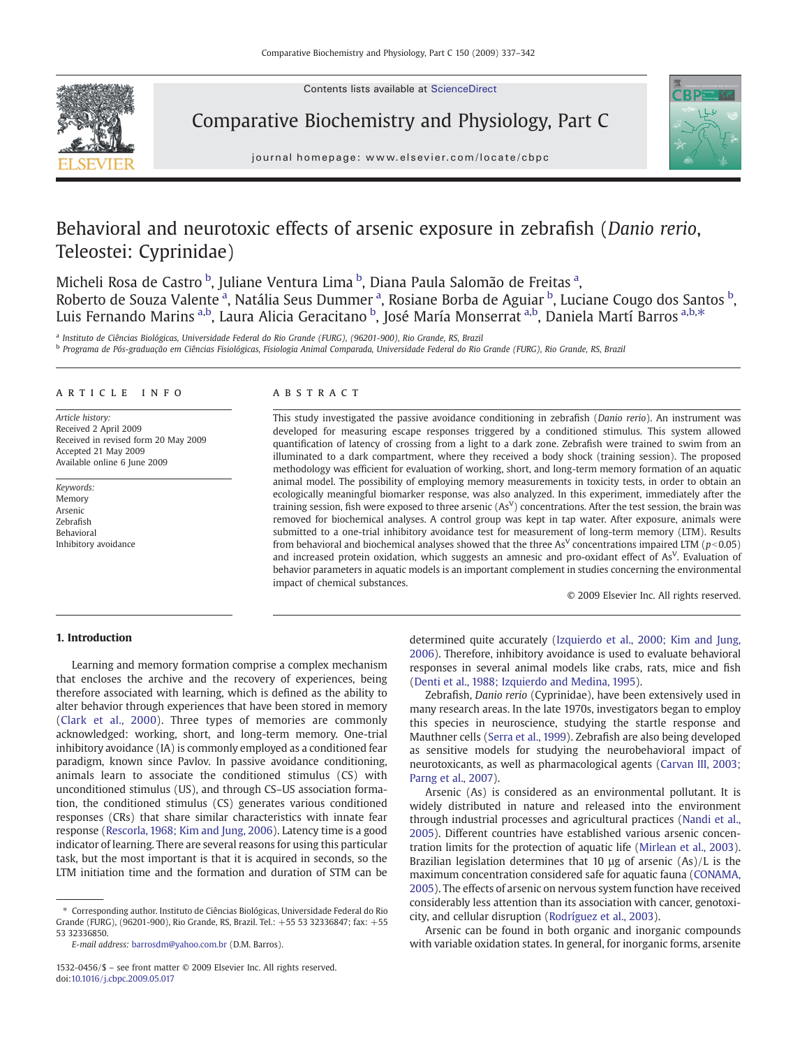# Behavioral and neurotoxic effects of arsenic exposure in zebrafish (*Danio rerio*, Teleostei: Cyprinidae)

Micheli Rosa de Castro [b], Juliane Ventura Lima [b], Diana Paula Salomão de Freitas [a], Roberto de Souza Valente [a], Natália Seus Dummer [a], Rosiane Borba de Aguiar [b], Luciane Cougo dos Santos [b], Luis Fernando Marins [a,b], Laura Alicia Geracitano [b], José María Monserrat [a,b], Daniela Martí Barros [a,b,*]

[a] Instituto de Ciências Biológicas, Universidade Federal do Rio Grande (FURG), (96201-900), Rio Grande, RS, Brazil

[b] Programa de Pós-graduação em Ciências Fisiológicas, Fisiologia Animal Comparada, Universidade Federal do Rio Grande (FURG), Rio Grande, RS, Brazil

## ARTICLE INFO

*Article history:*
Received 2 April 2009
Received in revised form 20 May 2009
Accepted 21 May 2009
Available online 6 June 2009

*Keywords:*
Memory
Arsenic
Zebrafish
Behavioral
Inhibitory avoidance

## ABSTRACT

This study investigated the passive avoidance conditioning in zebrafish (*Danio rerio*). An instrument was developed for measuring escape responses triggered by a conditioned stimulus. This system allowed quantification of latency of crossing from a light to a dark zone. Zebrafish were trained to swim from an illuminated to a dark compartment, where they received a body shock (training session). The proposed methodology was efficient for evaluation of working, short, and long-term memory formation of an aquatic animal model. The possibility of employing memory measurements in toxicity tests, in order to obtain an ecologically meaningful biomarker response, was also analyzed. In this experiment, immediately after the training session, fish were exposed to three arsenic ($As^V$) concentrations. After the test session, the brain was removed for biochemical analyses. A control group was kept in tap water. After exposure, animals were submitted to a one-trial inhibitory avoidance test for measurement of long-term memory (LTM). Results from behavioral and biochemical analyses showed that the three $As^V$ concentrations impaired LTM ($p<0.05$) and increased protein oxidation, which suggests an amnesic and pro-oxidant effect of $As^V$. Evaluation of behavior parameters in aquatic models is an important complement in studies concerning the environmental impact of chemical substances.

© 2009 Elsevier Inc. All rights reserved.

## 1. Introduction

Learning and memory formation comprise a complex mechanism that encloses the archive and the recovery of experiences, being therefore associated with learning, which is defined as the ability to alter behavior through experiences that have been stored in memory (Clark et al., 2000). Three types of memories are commonly acknowledged: working, short, and long-term memory. One-trial inhibitory avoidance (IA) is commonly employed as a conditioned fear paradigm, known since Pavlov. In passive avoidance conditioning, animals learn to associate the conditioned stimulus (CS) with unconditioned stimulus (US), and through CS–US association formation, the conditioned stimulus (CS) generates various conditioned responses (CRs) that share similar characteristics with innate fear response (Rescorla, 1968; Kim and Jung, 2006). Latency time is a good indicator of learning. There are several reasons for using this particular task, but the most important is that it is acquired in seconds, so the LTM initiation time and the formation and duration of STM can be determined quite accurately (Izquierdo et al., 2000; Kim and Jung, 2006). Therefore, inhibitory avoidance is used to evaluate behavioral responses in several animal models like crabs, rats, mice and fish (Denti et al., 1988; Izquierdo and Medina, 1995).

Zebrafish, *Danio rerio* (Cyprinidae), have been extensively used in many research areas. In the late 1970s, investigators began to employ this species in neuroscience, studying the startle response and Mauthner cells (Serra et al., 1999). Zebrafish are also being developed as sensitive models for studying the neurobehavioral impact of neurotoxicants, as well as pharmacological agents (Carvan III, 2003; Parng et al., 2007).

Arsenic (As) is considered as an environmental pollutant. It is widely distributed in nature and released into the environment through industrial processes and agricultural practices (Nandi et al., 2005). Different countries have established various arsenic concentration limits for the protection of aquatic life (Mirlean et al., 2003). Brazilian legislation determines that 10 µg of arsenic (As)/L is the maximum concentration considered safe for aquatic fauna (CONAMA, 2005). The effects of arsenic on nervous system function have received considerably less attention than its association with cancer, genotoxicity, and cellular disruption (Rodríguez et al., 2003).

Arsenic can be found in both organic and inorganic compounds with variable oxidation states. In general, for inorganic forms, arsenite

---

\* Corresponding author. Instituto de Ciências Biológicas, Universidade Federal do Rio Grande (FURG), (96201-900), Rio Grande, RS, Brazil. Tel.: +55 53 32336847; fax: +55 53 32336850.

*E-mail address:* barrosdm@yahoo.com.br (D.M. Barros).

1532-0456/$ – see front matter © 2009 Elsevier Inc. All rights reserved.
doi:10.1016/j.cbpc.2009.05.017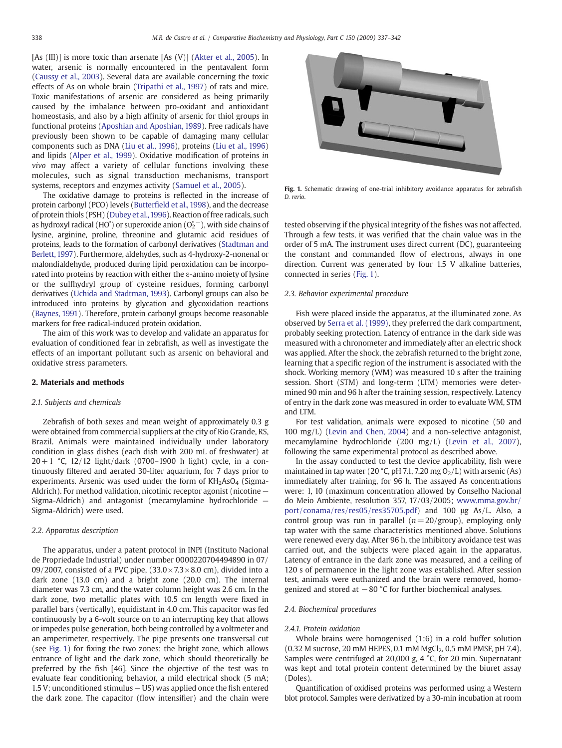[As (III)] is more toxic than arsenate [As (V)] (Akter et al., 2005). In water, arsenic is normally encountered in the pentavalent form (Caussy et al., 2003). Several data are available concerning the toxic effects of As on whole brain (Tripathi et al., 1997) of rats and mice. Toxic manifestations of arsenic are considered as being primarily caused by the imbalance between pro-oxidant and antioxidant homeostasis, and also by a high affinity of arsenic for thiol groups in functional proteins (Aposhian and Aposhian, 1989). Free radicals have previously been shown to be capable of damaging many cellular components such as DNA (Liu et al., 1996), proteins (Liu et al., 1996) and lipids (Alper et al., 1999). Oxidative modification of proteins *in vivo* may affect a variety of cellular functions involving these molecules, such as signal transduction mechanisms, transport systems, receptors and enzymes activity (Samuel et al., 2005).

The oxidative damage to proteins is reflected in the increase of protein carbonyl (PCO) levels (Butterfield et al., 1998), and the decrease of protein thiols (PSH) (Dubey et al., 1996). Reaction of free radicals, such as hydroxyl radical ($HO^{\bullet}$) or superoxide anion ($O_2^{\bullet -}$), with side chains of lysine, arginine, proline, threonine and glutamic acid residues of proteins, leads to the formation of carbonyl derivatives (Stadtman and Berlett, 1997). Furthermore, aldehydes, such as 4-hydroxy-2-nonenal or malondialdehyde, produced during lipid peroxidation can be incorporated into proteins by reaction with either the ε-amino moiety of lysine or the sulfhydryl group of cysteine residues, forming carbonyl derivatives (Uchida and Stadtman, 1993). Carbonyl groups can also be introduced into proteins by glycation and glycoxidation reactions (Baynes, 1991). Therefore, protein carbonyl groups become reasonable markers for free radical-induced protein oxidation.

The aim of this work was to develop and validate an apparatus for evaluation of conditioned fear in zebrafish, as well as investigate the effects of an important pollutant such as arsenic on behavioral and oxidative stress parameters.

## 2. Materials and methods

### 2.1. Subjects and chemicals

Zebrafish of both sexes and mean weight of approximately 0.3 g were obtained from commercial suppliers at the city of Rio Grande, RS, Brazil. Animals were maintained individually under laboratory condition in glass dishes (each dish with 200 mL of freshwater) at $20 \pm 1$ °C, 12/12 light/dark (0700–1900 h light) cycle, in a continuously filtered and aerated 30-liter aquarium, for 7 days prior to experiments. Arsenic was used under the form of $KH_2AsO_4$ (Sigma-Aldrich). For method validation, nicotinic receptor agonist (nicotine — Sigma-Aldrich) and antagonist (mecamylamine hydrochloride — Sigma-Aldrich) were used.

### 2.2. Apparatus description

The apparatus, under a patent protocol in INPI (Instituto Nacional de Propriedade Industrial) under number 0000220704494890 in 07/09/2007, consisted of a PVC pipe, (33.0 × 7.3 × 8.0 cm), divided into a dark zone (13.0 cm) and a bright zone (20.0 cm). The internal diameter was 7.3 cm, and the water column height was 2.6 cm. In the dark zone, two metallic plates with 10.5 cm length were fixed in parallel bars (vertically), equidistant in 4.0 cm. This capacitor was fed continuously by a 6-volt source on to an interrupting key that allows or impedes pulse generation, both being controlled by a voltmeter and an amperimeter, respectively. The pipe presents one transversal cut (see Fig. 1) for fixing the two zones: the bright zone, which allows entrance of light and the dark zone, which should theoretically be preferred by the fish [46]. Since the objective of the test was to evaluate fear conditioning behavior, a mild electrical shock (5 mA; 1.5 V; unconditioned stimulus — US) was applied once the fish entered the dark zone. The capacitor (flow intensifier) and the chain were tested observing if the physical integrity of the fishes was not affected. Through a few tests, it was verified that the chain value was in the order of 5 mA. The instrument uses direct current (DC), guaranteeing the constant and commanded flow of electrons, always in one direction. Current was generated by four 1.5 V alkaline batteries, connected in series (Fig. 1).

**Fig. 1.** Schematic drawing of one-trial inhibitory avoidance apparatus for zebrafish *D. rerio*.

### 2.3. Behavior experimental procedure

Fish were placed inside the apparatus, at the illuminated zone. As observed by Serra et al. (1999), they preferred the dark compartment, probably seeking protection. Latency of entrance in the dark side was measured with a chronometer and immediately after an electric shock was applied. After the shock, the zebrafish returned to the bright zone, learning that a specific region of the instrument is associated with the shock. Working memory (WM) was measured 10 s after the training session. Short (STM) and long-term (LTM) memories were determined 90 min and 96 h after the training session, respectively. Latency of entry in the dark zone was measured in order to evaluate WM, STM and LTM.

For test validation, animals were exposed to nicotine (50 and 100 mg/L) (Levin and Chen, 2004) and a non-selective antagonist, mecamylamine hydrochloride (200 mg/L) (Levin et al., 2007), following the same experimental protocol as described above.

In the assay conducted to test the device applicability, fish were maintained in tap water (20 °C, pH 7.1, 7.20 mg $O_2$/L) with arsenic (As) immediately after training, for 96 h. The assayed As concentrations were: 1, 10 (maximum concentration allowed by Conselho Nacional do Meio Ambiente, resolution 357, 17/03/2005; www.mma.gov.br/port/conama/res/res05/res35705.pdf) and 100 μg As/L. Also, a control group was run in parallel ($n = 20$/group), employing only tap water with the same characteristics mentioned above. Solutions were renewed every day. After 96 h, the inhibitory avoidance test was carried out, and the subjects were placed again in the apparatus. Latency of entrance in the dark zone was measured, and a ceiling of 120 s of permanence in the light zone was established. After session test, animals were euthanized and the brain were removed, homogenized and stored at −80 °C for further biochemical analyses.

### 2.4. Biochemical procedures

#### 2.4.1. Protein oxidation

Whole brains were homogenised (1:6) in a cold buffer solution (0.32 M sucrose, 20 mM HEPES, 0.1 mM $MgCl_2$, 0.5 mM PMSF, pH 7.4). Samples were centrifuged at 20,000 *g*, 4 °C, for 20 min. Supernatant was kept and total protein content determined by the biuret assay (Doles).

Quantification of oxidised proteins was performed using a Western blot protocol. Samples were derivatized by a 30-min incubation at room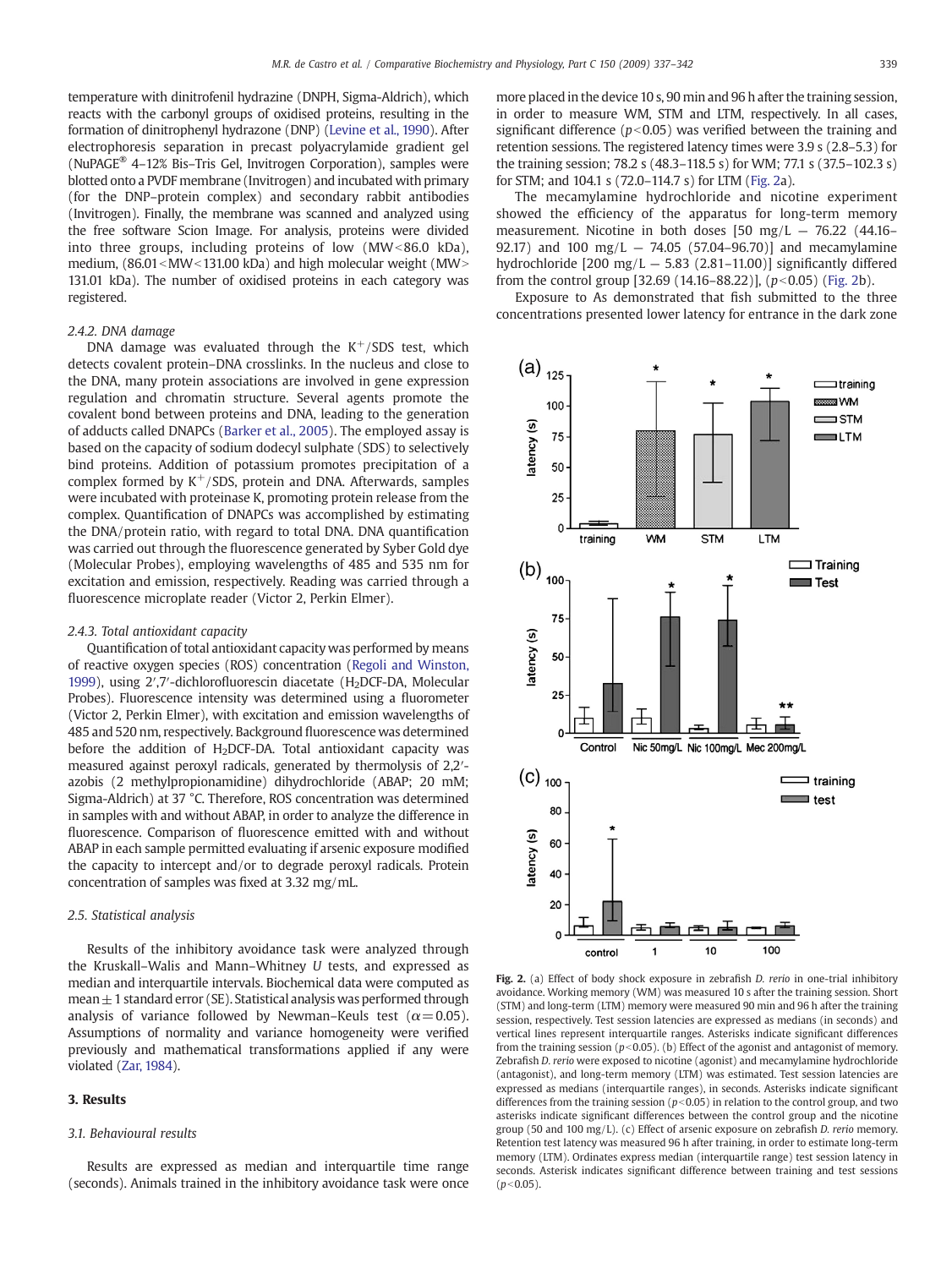temperature with dinitrofenil hydrazine (DNPH, Sigma-Aldrich), which reacts with the carbonyl groups of oxidised proteins, resulting in the formation of dinitrophenyl hydrazone (DNP) (Levine et al., 1990). After electrophoresis separation in precast polyacrylamide gradient gel (NuPAGE® 4–12% Bis–Tris Gel, Invitrogen Corporation), samples were blotted onto a PVDF membrane (Invitrogen) and incubated with primary (for the DNP–protein complex) and secondary rabbit antibodies (Invitrogen). Finally, the membrane was scanned and analyzed using the free software Scion Image. For analysis, proteins were divided into three groups, including proteins of low (MW<86.0 kDa), medium, (86.01<MW<131.00 kDa) and high molecular weight (MW> 131.01 kDa). The number of oxidised proteins in each category was registered.

### 2.4.2. DNA damage

DNA damage was evaluated through the $K^+$/SDS test, which detects covalent protein–DNA crosslinks. In the nucleus and close to the DNA, many protein associations are involved in gene expression regulation and chromatin structure. Several agents promote the covalent bond between proteins and DNA, leading to the generation of adducts called DNAPCs (Barker et al., 2005). The employed assay is based on the capacity of sodium dodecyl sulphate (SDS) to selectively bind proteins. Addition of potassium promotes precipitation of a complex formed by $K^+$/SDS, protein and DNA. Afterwards, samples were incubated with proteinase K, promoting protein release from the complex. Quantification of DNAPCs was accomplished by estimating the DNA/protein ratio, with regard to total DNA. DNA quantification was carried out through the fluorescence generated by Syber Gold dye (Molecular Probes), employing wavelengths of 485 and 535 nm for excitation and emission, respectively. Reading was carried through a fluorescence microplate reader (Victor 2, Perkin Elmer).

### 2.4.3. Total antioxidant capacity

Quantification of total antioxidant capacity was performed by means of reactive oxygen species (ROS) concentration (Regoli and Winston, 1999), using 2′,7′-dichlorofluorescin diacetate ($H_2$DCF-DA, Molecular Probes). Fluorescence intensity was determined using a fluorometer (Victor 2, Perkin Elmer), with excitation and emission wavelengths of 485 and 520 nm, respectively. Background fluorescence was determined before the addition of $H_2$DCF-DA. Total antioxidant capacity was measured against peroxyl radicals, generated by thermolysis of 2,2′-azobis (2 methylpropionamidine) dihydrochloride (ABAP; 20 mM; Sigma-Aldrich) at 37 °C. Therefore, ROS concentration was determined in samples with and without ABAP, in order to analyze the difference in fluorescence. Comparison of fluorescence emitted with and without ABAP in each sample permitted evaluating if arsenic exposure modified the capacity to intercept and/or to degrade peroxyl radicals. Protein concentration of samples was fixed at 3.32 mg/mL.

## 2.5. Statistical analysis

Results of the inhibitory avoidance task were analyzed through the Kruskall–Walis and Mann–Whitney *U* tests, and expressed as median and interquartile intervals. Biochemical data were computed as mean ± 1 standard error (SE). Statistical analysis was performed through analysis of variance followed by Newman–Keuls test ($\alpha = 0.05$). Assumptions of normality and variance homogeneity were verified previously and mathematical transformations applied if any were violated (Zar, 1984).

# 3. Results

## 3.1. Behavioural results

Results are expressed as median and interquartile time range (seconds). Animals trained in the inhibitory avoidance task were once more placed in the device 10 s, 90 min and 96 h after the training session, in order to measure WM, STM and LTM, respectively. In all cases, significant difference ($p<0.05$) was verified between the training and retention sessions. The registered latency times were 3.9 s (2.8–5.3 s) for the training session; 78.2 s (48.3–118.5 s) for WM; 77.1 s (37.5–102.3 s) for STM; and 104.1 s (72.0–114.7 s) for LTM (Fig. 2a).

The mecamylamine hydrochloride and nicotine experiment showed the efficiency of the apparatus for long-term memory measurement. Nicotine in both doses [50 mg/L — 76.22 (44.16–92.17) and 100 mg/L — 74.05 (57.04–96.70)] and mecamylamine hydrochloride [200 mg/L — 5.83 (2.81–11.00)] significantly differed from the control group [32.69 (14.16–88.22)], ($p<0.05$) (Fig. 2b).

Exposure to As demonstrated that fish submitted to the three concentrations presented lower latency for entrance in the dark zone

**Fig. 2.** (a) Effect of body shock exposure in zebrafish *D. rerio* in one-trial inhibitory avoidance. Working memory (WM) was measured 10 s after the training session. Short (STM) and long-term (LTM) memory were measured 90 min and 96 h after the training session, respectively. Test session latencies are expressed as medians (in seconds) and vertical lines represent interquartile ranges. Asterisks indicate significant differences from the training session ($p<0.05$). (b) Effect of the agonist and antagonist of memory. Zebrafish *D. rerio* were exposed to nicotine (agonist) and mecamylamine hydrochloride (antagonist), and long-term memory (LTM) was estimated. Test session latencies are expressed as medians (interquartile ranges), in seconds. Asterisks indicate significant differences from the training session ($p<0.05$) in relation to the control group, and two asterisks indicate significant differences between the control group and the nicotine group (50 and 100 mg/L). (c) Effect of arsenic exposure on zebrafish *D. rerio* memory. Retention test latency was measured 96 h after training, in order to estimate long-term memory (LTM). Ordinates express median (interquartile range) test session latency in seconds. Asterisk indicates significant difference between training and test sessions ($p<0.05$).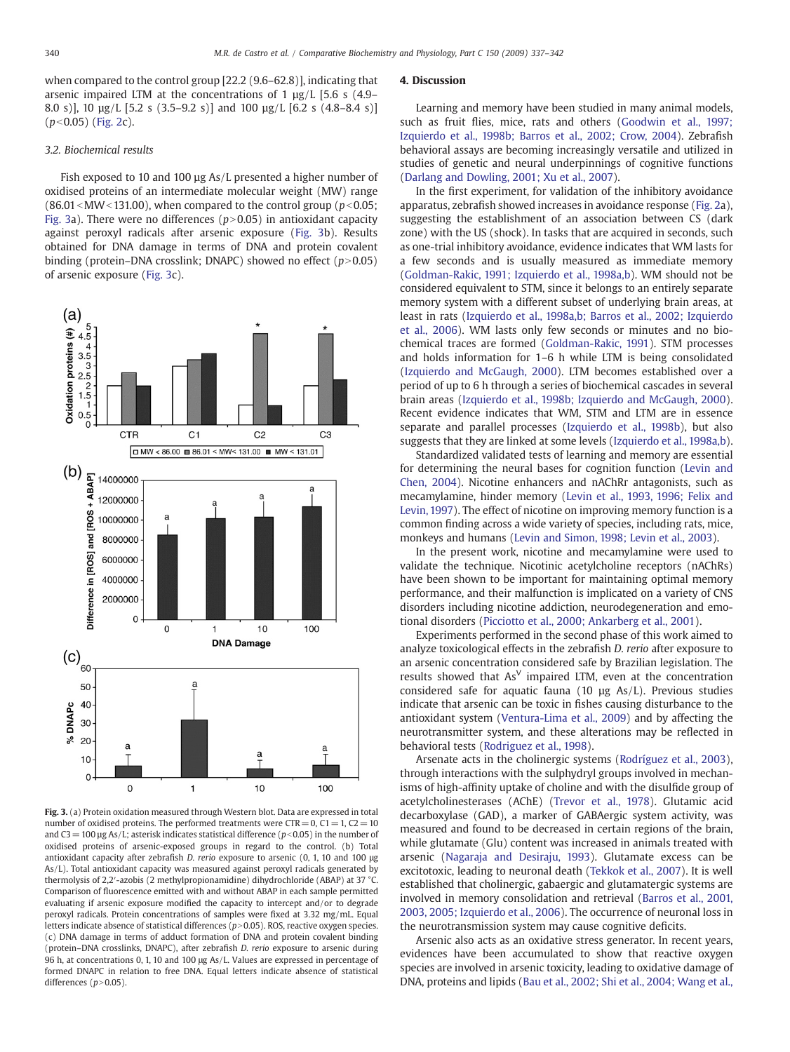when compared to the control group [22.2 (9.6–62.8)], indicating that arsenic impaired LTM at the concentrations of 1 µg/L [5.6 s (4.9–8.0 s)], 10 µg/L [5.2 s (3.5–9.2 s)] and 100 µg/L [6.2 s (4.8–8.4 s)] ($p<0.05$) (Fig. 2c).

### 3.2. Biochemical results

Fish exposed to 10 and 100 µg As/L presented a higher number of oxidised proteins of an intermediate molecular weight (MW) range ($86.01<MW<131.00$), when compared to the control group ($p<0.05$; Fig. 3a). There were no differences ($p>0.05$) in antioxidant capacity against peroxyl radicals after arsenic exposure (Fig. 3b). Results obtained for DNA damage in terms of DNA and protein covalent binding (protein–DNA crosslink; DNAPC) showed no effect ($p>0.05$) of arsenic exposure (Fig. 3c).

Fig. 3. (a) Protein oxidation measured through Western blot. Data are expressed in total number of oxidised proteins. The performed treatments were CTR = 0, C1 = 1, C2 = 10 and C3 = 100 µg As/L; asterisk indicates statistical difference ($p<0.05$) in the number of oxidised proteins of arsenic-exposed groups in regard to the control. (b) Total antioxidant capacity after zebrafish *D. rerio* exposure to arsenic (0, 1, 10 and 100 µg As/L). Total antioxidant capacity was measured against peroxyl radicals generated by thermolysis of 2,2′-azobis (2 methylpropionamidine) dihydrochloride (ABAP) at 37 °C. Comparison of fluorescence emitted with and without ABAP in each sample permitted evaluating if arsenic exposure modified the capacity to intercept and/or to degrade peroxyl radicals. Protein concentrations of samples were fixed at 3.32 mg/mL. Equal letters indicate absence of statistical differences ($p>0.05$). ROS, reactive oxygen species. (c) DNA damage in terms of adduct formation of DNA and protein covalent binding (protein–DNA crosslinks, DNAPC), after zebrafish *D. rerio* exposure to arsenic during 96 h, at concentrations 0, 1, 10 and 100 µg As/L. Values are expressed in percentage of formed DNAPC in relation to free DNA. Equal letters indicate absence of statistical differences ($p>0.05$).

## 4. Discussion

Learning and memory have been studied in many animal models, such as fruit flies, mice, rats and others (Goodwin et al., 1997; Izquierdo et al., 1998b; Barros et al., 2002; Crow, 2004). Zebrafish behavioral assays are becoming increasingly versatile and utilized in studies of genetic and neural underpinnings of cognitive functions (Darlang and Dowling, 2001; Xu et al., 2007).

In the first experiment, for validation of the inhibitory avoidance apparatus, zebrafish showed increases in avoidance response (Fig. 2a), suggesting the establishment of an association between CS (dark zone) with the US (shock). In tasks that are acquired in seconds, such as one-trial inhibitory avoidance, evidence indicates that WM lasts for a few seconds and is usually measured as immediate memory (Goldman-Rakic, 1991; Izquierdo et al., 1998a,b). WM should not be considered equivalent to STM, since it belongs to an entirely separate memory system with a different subset of underlying brain areas, at least in rats (Izquierdo et al., 1998a,b; Barros et al., 2002; Izquierdo et al., 2006). WM lasts only few seconds or minutes and no biochemical traces are formed (Goldman-Rakic, 1991). STM processes and holds information for 1–6 h while LTM is being consolidated (Izquierdo and McGaugh, 2000). LTM becomes established over a period of up to 6 h through a series of biochemical cascades in several brain areas (Izquierdo et al., 1998b; Izquierdo and McGaugh, 2000). Recent evidence indicates that WM, STM and LTM are in essence separate and parallel processes (Izquierdo et al., 1998b), but also suggests that they are linked at some levels (Izquierdo et al., 1998a,b).

Standardized validated tests of learning and memory are essential for determining the neural bases for cognition function (Levin and Chen, 2004). Nicotine enhancers and nAChRr antagonists, such as mecamylamine, hinder memory (Levin et al., 1993, 1996; Felix and Levin, 1997). The effect of nicotine on improving memory function is a common finding across a wide variety of species, including rats, mice, monkeys and humans (Levin and Simon, 1998; Levin et al., 2003).

In the present work, nicotine and mecamylamine were used to validate the technique. Nicotinic acetylcholine receptors (nAChRs) have been shown to be important for maintaining optimal memory performance, and their malfunction is implicated on a variety of CNS disorders including nicotine addiction, neurodegeneration and emotional disorders (Picciotto et al., 2000; Ankarberg et al., 2001).

Experiments performed in the second phase of this work aimed to analyze toxicological effects in the zebrafish *D. rerio* after exposure to an arsenic concentration considered safe by Brazilian legislation. The results showed that $As^{V}$ impaired LTM, even at the concentration considered safe for aquatic fauna (10 µg As/L). Previous studies indicate that arsenic can be toxic in fishes causing disturbance to the antioxidant system (Ventura-Lima et al., 2009) and by affecting the neurotransmitter system, and these alterations may be reflected in behavioral tests (Rodriguez et al., 1998).

Arsenate acts in the cholinergic systems (Rodríguez et al., 2003), through interactions with the sulphydryl groups involved in mechanisms of high-affinity uptake of choline and with the disulfide group of acetylcholinesterases (AChE) (Trevor et al., 1978). Glutamic acid decarboxylase (GAD), a marker of GABAergic system activity, was measured and found to be decreased in certain regions of the brain, while glutamate (Glu) content was increased in animals treated with arsenic (Nagaraja and Desiraju, 1993). Glutamate excess can be excitotoxic, leading to neuronal death (Tekkok et al., 2007). It is well established that cholinergic, gabaergic and glutamatergic systems are involved in memory consolidation and retrieval (Barros et al., 2001, 2003, 2005; Izquierdo et al., 2006). The occurrence of neuronal loss in the neurotransmission system may cause cognitive deficits.

Arsenic also acts as an oxidative stress generator. In recent years, evidences have been accumulated to show that reactive oxygen species are involved in arsenic toxicity, leading to oxidative damage of DNA, proteins and lipids (Bau et al., 2002; Shi et al., 2004; Wang et al.,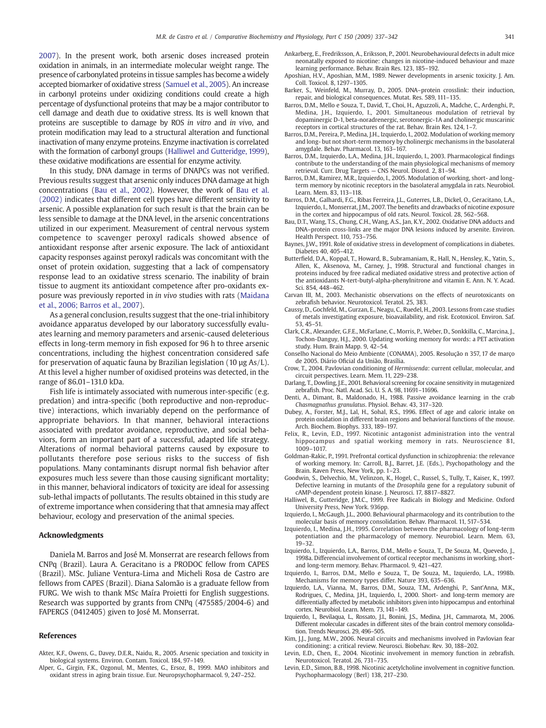2007). In the present work, both arsenic doses increased protein oxidation in animals, in an intermediate molecular weight range. The presence of carbonylated proteins in tissue samples has become a widely accepted biomarker of oxidative stress (Samuel et al., 2005). An increase in carbonyl proteins under oxidizing conditions could create a high percentage of dysfunctional proteins that may be a major contributor to cell damage and death due to oxidative stress. Its is well known that proteins are susceptible to damage by ROS *in vitro* and *in vivo*, and protein modification may lead to a structural alteration and functional inactivation of many enzyme proteins. Enzyme inactivation is correlated with the formation of carbonyl groups (Halliwel and Gutteridge, 1999), these oxidative modifications are essential for enzyme activity.

In this study, DNA damage in terms of DNAPCs was not verified. Previous results suggest that arsenic only induces DNA damage at high concentrations (Bau et al., 2002). However, the work of Bau et al. (2002) indicates that different cell types have different sensitivity to arsenic. A possible explanation for such result is that the brain can be less sensible to damage at the DNA level, in the arsenic concentrations utilized in our experiment. Measurement of central nervous system competence to scavenger peroxyl radicals showed absence of antioxidant response after arsenic exposure. The lack of antioxidant capacity responses against peroxyl radicals was concomitant with the onset of protein oxidation, suggesting that a lack of compensatory response lead to an oxidative stress scenario. The inability of brain tissue to augment its antioxidant competence after pro-oxidants exposure was previously reported in *in vivo* studies with rats (Maidana et al., 2006; Barros et al., 2007).

As a general conclusion, results suggest that the one-trial inhibitory avoidance apparatus developed by our laboratory successfully evaluates learning and memory parameters and arsenic-caused deleterious effects in long-term memory in fish exposed for 96 h to three arsenic concentrations, including the highest concentration considered safe for preservation of aquatic fauna by Brazilian legislation (10 µg As/L). At this level a higher number of oxidised proteins was detected, in the range of 86.01–131.0 kDa.

Fish life is intimately associated with numerous inter-specific (e.g. predation) and intra-specific (both reproductive and non-reproductive) interactions, which invariably depend on the performance of appropriate behaviors. In that manner, behavioral interactions associated with predator avoidance, reproductive, and social behaviors, form an important part of a successful, adapted life strategy. Alterations of normal behavioral patterns caused by exposure to pollutants therefore pose serious risks to the success of fish populations. Many contaminants disrupt normal fish behavior after exposures much less severe than those causing significant mortality; in this manner, behavioral indicators of toxicity are ideal for assessing sub-lethal impacts of pollutants. The results obtained in this study are of extreme importance when considering that that amnesia may affect behaviour, ecology and preservation of the animal species.

## Acknowledgments

Daniela M. Barros and José M. Monserrat are research fellows from CNPq (Brazil). Laura A. Geracitano is a PRODOC fellow from CAPES (Brazil). MSc. Juliane Ventura-Lima and Micheli Rosa de Castro are fellows from CAPES (Brazil). Diana Salomão is a graduate fellow from FURG. We wish to thank MSc Maíra Proietti for English suggestions. Research was supported by grants from CNPq (475585/2004-6) and FAPERGS (0412405) given to José M. Monserrat.

## References

Akter, K.F., Owens, G., Davey, D.E.R., Naidu, R., 2005. Arsenic speciation and toxicity in biological systems. Environ. Contam. Toxicol. 184, 97–149.

Alper, G., Girgin, F.K., Ozgonul, M., Mentes, G., Ersoz, B., 1999. MAO inhibitors and oxidant stress in aging brain tissue. Eur. Neuropsychopharmacol. 9, 247–252.

Ankarberg, E., Fredriksson, A., Eriksson, P., 2001. Neurobehavioural defects in adult mice neonatally exposed to nicotine: changes in nicotine-induced behaviour and maze learning performance. Behav. Brain Res. 123, 185–192.

Aposhian, H.V., Aposhian, M.M., 1989. Newer developments in arsenic toxicity. J. Am. Coll. Toxicol. 8, 1297–1305.

Barker, S., Weinfeld, M., Murray, D., 2005. DNA–protein crosslink: their induction, repair, and biological consequences. Mutat. Res. 589, 111–135.

Barros, D.M., Mello e Souza, T., David, T., Choi, H., Aguzzoli, A., Madche, C., Ardenghi, P., Medina, J.H., Izquierdo, I., 2001. Simultaneous modulation of retrieval by dopaminergic D-1, beta-noradrenergic, serotonergic-1A and cholinergic muscarinic receptors in cortical structures of the rat. Behav. Brain Res. 124, 1–7.

Barros, D.M., Pereira, P., Medina, J.H., Izquierdo, I., 2002. Modulation of working memory and long- but not short-term memory by cholinergic mechanisms in the basolateral amygdale. Behav. Pharmacol. 13, 163–167.

Barros, D.M., Izquierdo, L.A., Medina, J.H., Izquierdo, I., 2003. Pharmacological findings contribute to the understanding of the main physiological mechanisms of memory retrieval. Curr. Drug Targets — CNS Neurol. Disord. 2, 81–94.

Barros, D.M., Ramirez, M.R., Izquierdo, I., 2005. Modulation of working, short- and long-term memory by nicotinic receptors in the basolateral amygdala in rats. Neurobiol. Learn. Mem. 83, 113–118.

Barros, D.M., Galhardi, F.G., Ribas Ferreira, J.L., Guterres, L.B., Dickel, O., Geracitano, L.A., Izquierdo, I., Monserrat, J.M., 2007. The benefits and drawbacks of nicotine exposure in the cortex and hippocampus of old rats. Neurol. Toxicol. 28, 562–568.

Bau, D.T., Wang, T.S., Chung, C.H., Wang, A.S., Jan, K.Y., 2002. Oxidative DNA adducts and DNA–protein cross-links are the major DNA lesions induced by arsenite. Environ. Health Perspect. 110, 753–756.

Baynes, J.W., 1991. Role of oxidative stress in development of complications in diabetes. Diabetes 40, 405–412.

Butterfield, D.A., Koppal, T., Howard, B., Subramaniam, R., Hall, N., Hensley, K., Yatin, S., Allen, K., Aksenova, M., Carney, J., 1998. Structural and functional changes in proteins induced by free radical mediated oxidative stress and protective action of the antioxidants N-tert-butyl-alpha-phenylnitrone and vitamin E. Ann. N. Y. Acad. Sci. 854, 448–462.

Carvan III, M., 2003. Mechanistic observations on the effects of neurotoxicants on zebrafish behavior. Neurotoxicol. Teratol. 25, 383.

Caussy, D., Gochfeld, M., Gurzan, E., Neagu, C., Ruedel, H., 2003. Lessons from case studies of metals investigating exposure, bioavailability, and risk. Ecotoxicol. Environ. Saf. 53, 45–51.

Clark, C.R., Alexander, G.F.E., McFarlane, C., Morris, P., Weber, D., Sonkkilla, C., Marcina, J., Tochon-Danguy, H.J., 2000. Updating working memory for words: a PET activation study. Hum. Brain Mapp. 9, 42–54.

Conselho Nacional do Meio Ambiente (CONAMA), 2005. Resolução n 357, 17 de março de 2005. Diário Oficial da União, Brasília.

Crow, T., 2004. Pavlovian conditioning of *Hermissenda*: current cellular, molecular, and circuit perspectives. Learn. Mem. 11, 229–238.

Darlang, T., Dowling, J.E., 2001. Behavioral screening for cocaine sensitivity in mutagenized zebrafish. Proc. Natl. Acad. Sci. U. S. A. 98, 11691–11696.

Denti, A., Dimant, B., Maldonado, H., 1988. Passive avoidance learning in the crab *Chasmagnathus granulatus*. Physiol. Behav. 43, 317–320.

Dubey, A., Forster, M.J., Lal, H., Sohal, R.S., 1996. Effect of age and caloric intake on protein oxidation in different brain regions and behavioral functions of the mouse. Arch. Biochem. Biophys. 333, 189–197.

Felix, R., Levin, E.D., 1997. Nicotinic antagonist administration into the ventral hippocampus and spatial working memory in rats. Neuroscience 81, 1009–1017.

Goldman-Rakic, P., 1991. Prefrontal cortical dysfunction in schizophrenia: the relevance of working memory. In: Carroll, B.J., Barret, J.E. (Eds.), Psychopathology and the Brain. Raven Press, New York, pp. 1–23.

Goodwin, S., Delvechio, M., Velinzon, K., Hogel, C., Russel, S., Tully, T., Kaiser, K., 1997. Defective learning in mutants of the *Drosophila* gene for a regulatory subunit of cAMP-dependent protein kinase. J. Neurosci. 17, 8817–8827.

Halliwel, B., Gutteridge, J.M.C., 1999. Free Radicals in Biology and Medicine. Oxford University Press, New York. 936pp.

Izquierdo, I., McGaugh, J.L., 2000. Behavioural pharmacology and its contribution to the molecular basis of memory consolidation. Behav. Pharmacol. 11, 517–534.

Izquierdo, I., Medina, J.H., 1995. Correlation between the pharmacology of long-term potentiation and the pharmacology of memory. Neurobiol. Learn. Mem. 63, 19–32.

Izquierdo, I., Izquierdo, L.A., Barros, D.M., Mello e Souza, T., De Souza, M., Quevedo, J., 1998a. Differencial involvement of cortical receptor mechanisms in working, short- and long-term memory. Behav. Pharmacol. 9, 421–427.

Izquierdo, I., Barros, D.M., Mello e Souza, T., De Souza, M., Izquierdo, L.A., 1998b. Mechanisms for memory types differ. Nature 393, 635–636.

Izquierdo, L.A., Vianna, M., Barros, D.M., Souza, T.M., Ardenghi, P., Sant'Anna, M.K., Rodrigues, C., Medina, J.H., Izquierdo, I., 2000. Short- and long-term memory are differentially affected by metabolic inhibitors given into hippocampus and entorhinal cortex. Neurobiol. Learn. Mem. 73, 141–149.

Izquierdo, I., Bevilaqua, L., Rossato, J.I., Bonini, J.S., Medina, J.H., Cammarota, M., 2006. Different molecular cascades in different sites of the brain control memory consolidation. Trends Neurosci. 29, 496–505.

Kim, J.J., Jung, M.W., 2006. Neural circuits and mechanisms involved in Pavlovian fear conditioning: a critical review. Neurosci. Biobehav. Rev. 30, 188–202.

Levin, E.D., Chen, E., 2004. Nicotinic involvement in memory function in zebrafish. Neurotoxicol. Teratol. 26, 731–735.

Levin, E.D., Simon, B.B., 1998. Nicotinic acetylcholine involvement in cognitive function. Psychopharmacology (Berl) 138, 217–230.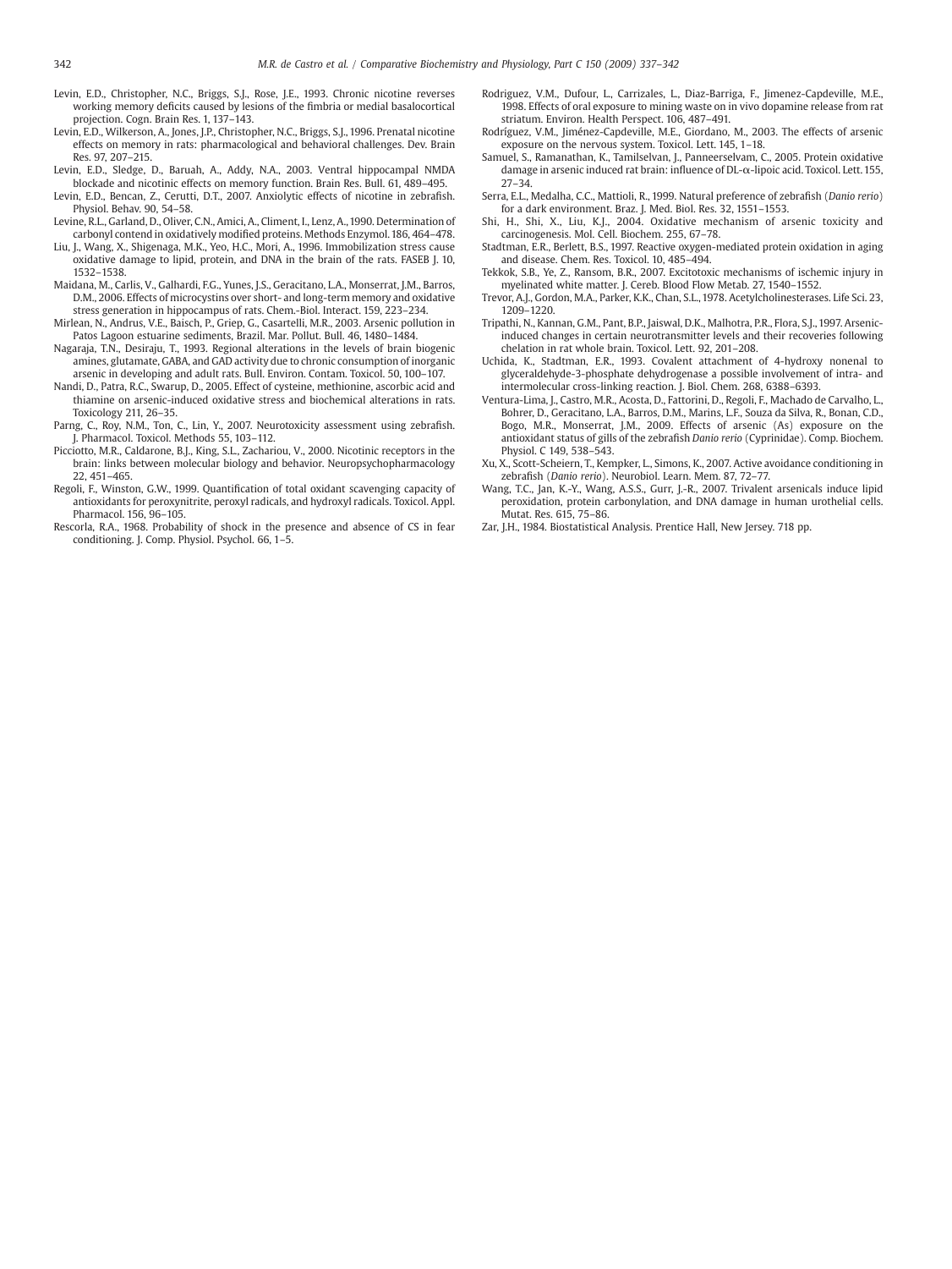Levin, E.D., Christopher, N.C., Briggs, S.J., Rose, J.E., 1993. Chronic nicotine reverses working memory deficits caused by lesions of the fimbria or medial basalocortical projection. Cogn. Brain Res. 1, 137–143.

Levin, E.D., Wilkerson, A., Jones, J.P., Christopher, N.C., Briggs, S.J., 1996. Prenatal nicotine effects on memory in rats: pharmacological and behavioral challenges. Dev. Brain Res. 97, 207–215.

Levin, E.D., Sledge, D., Baruah, A., Addy, N.A., 2003. Ventral hippocampal NMDA blockade and nicotinic effects on memory function. Brain Res. Bull. 61, 489–495.

Levin, E.D., Bencan, Z., Cerutti, D.T., 2007. Anxiolytic effects of nicotine in zebrafish. Physiol. Behav. 90, 54–58.

Levine, R.L., Garland, D., Oliver, C.N., Amici, A., Climent, I., Lenz, A., 1990. Determination of carbonyl contend in oxidatively modified proteins. Methods Enzymol. 186, 464–478.

Liu, J., Wang, X., Shigenaga, M.K., Yeo, H.C., Mori, A., 1996. Immobilization stress cause oxidative damage to lipid, protein, and DNA in the brain of the rats. FASEB J. 10, 1532–1538.

Maidana, M., Carlis, V., Galhardi, F.G., Yunes, J.S., Geracitano, L.A., Monserrat, J.M., Barros, D.M., 2006. Effects of microcystins over short- and long-term memory and oxidative stress generation in hippocampus of rats. Chem.-Biol. Interact. 159, 223–234.

Mirlean, N., Andrus, V.E., Baisch, P., Griep, G., Casartelli, M.R., 2003. Arsenic pollution in Patos Lagoon estuarine sediments, Brazil. Mar. Pollut. Bull. 46, 1480–1484.

Nagaraja, T.N., Desiraju, T., 1993. Regional alterations in the levels of brain biogenic amines, glutamate, GABA, and GAD activity due to chronic consumption of inorganic arsenic in developing and adult rats. Bull. Environ. Contam. Toxicol. 50, 100–107.

Nandi, D., Patra, R.C., Swarup, D., 2005. Effect of cysteine, methionine, ascorbic acid and thiamine on arsenic-induced oxidative stress and biochemical alterations in rats. Toxicology 211, 26–35.

Parng, C., Roy, N.M., Ton, C., Lin, Y., 2007. Neurotoxicity assessment using zebrafish. J. Pharmacol. Toxicol. Methods 55, 103–112.

Picciotto, M.R., Caldarone, B.J., King, S.L., Zachariou, V., 2000. Nicotinic receptors in the brain: links between molecular biology and behavior. Neuropsychopharmacology 22, 451–465.

Regoli, F., Winston, G.W., 1999. Quantification of total oxidant scavenging capacity of antioxidants for peroxynitrite, peroxyl radicals, and hydroxyl radicals. Toxicol. Appl. Pharmacol. 156, 96–105.

Rescorla, R.A., 1968. Probability of shock in the presence and absence of CS in fear conditioning. J. Comp. Physiol. Psychol. 66, 1–5.

Rodriguez, V.M., Dufour, L., Carrizales, L., Diaz-Barriga, F., Jimenez-Capdeville, M.E., 1998. Effects of oral exposure to mining waste on in vivo dopamine release from rat striatum. Environ. Health Perspect. 106, 487–491.

Rodríguez, V.M., Jiménez-Capdeville, M.E., Giordano, M., 2003. The effects of arsenic exposure on the nervous system. Toxicol. Lett. 145, 1–18.

Samuel, S., Ramanathan, K., Tamilselvan, J., Panneerselvam, C., 2005. Protein oxidative damage in arsenic induced rat brain: influence of DL-α-lipoic acid. Toxicol. Lett. 155, 27–34.

Serra, E.L., Medalha, C.C., Mattioli, R., 1999. Natural preference of zebrafish (*Danio rerio*) for a dark environment. Braz. J. Med. Biol. Res. 32, 1551–1553.

Shi, H., Shi, X., Liu, K.J., 2004. Oxidative mechanism of arsenic toxicity and carcinogenesis. Mol. Cell. Biochem. 255, 67–78.

Stadtman, E.R., Berlett, B.S., 1997. Reactive oxygen-mediated protein oxidation in aging and disease. Chem. Res. Toxicol. 10, 485–494.

Tekkok, S.B., Ye, Z., Ransom, B.R., 2007. Excitotoxic mechanisms of ischemic injury in myelinated white matter. J. Cereb. Blood Flow Metab. 27, 1540–1552.

Trevor, A.J., Gordon, M.A., Parker, K.K., Chan, S.L., 1978. Acetylcholinesterases. Life Sci. 23, 1209–1220.

Tripathi, N., Kannan, G.M., Pant, B.P., Jaiswal, D.K., Malhotra, P.R., Flora, S.J., 1997. Arsenic-induced changes in certain neurotransmitter levels and their recoveries following chelation in rat whole brain. Toxicol. Lett. 92, 201–208.

Uchida, K., Stadtman, E.R., 1993. Covalent attachment of 4-hydroxy nonenal to glyceraldehyde-3-phosphate dehydrogenase a possible involvement of intra- and intermolecular cross-linking reaction. J. Biol. Chem. 268, 6388–6393.

Ventura-Lima, J., Castro, M.R., Acosta, D., Fattorini, D., Regoli, F., Machado de Carvalho, L., Bohrer, D., Geracitano, L.A., Barros, D.M., Marins, L.F., Souza da Silva, R., Bonan, C.D., Bogo, M.R., Monserrat, J.M., 2009. Effects of arsenic (As) exposure on the antioxidant status of gills of the zebrafish *Danio rerio* (Cyprinidae). Comp. Biochem. Physiol. C 149, 538–543.

Xu, X., Scott-Scheiern, T., Kempker, L., Simons, K., 2007. Active avoidance conditioning in zebrafish (*Danio rerio*). Neurobiol. Learn. Mem. 87, 72–77.

Wang, T.C., Jan, K.-Y., Wang, A.S.S., Gurr, J.-R., 2007. Trivalent arsenicals induce lipid peroxidation, protein carbonylation, and DNA damage in human urothelial cells. Mutat. Res. 615, 75–86.

Zar, J.H., 1984. Biostatistical Analysis. Prentice Hall, New Jersey. 718 pp.